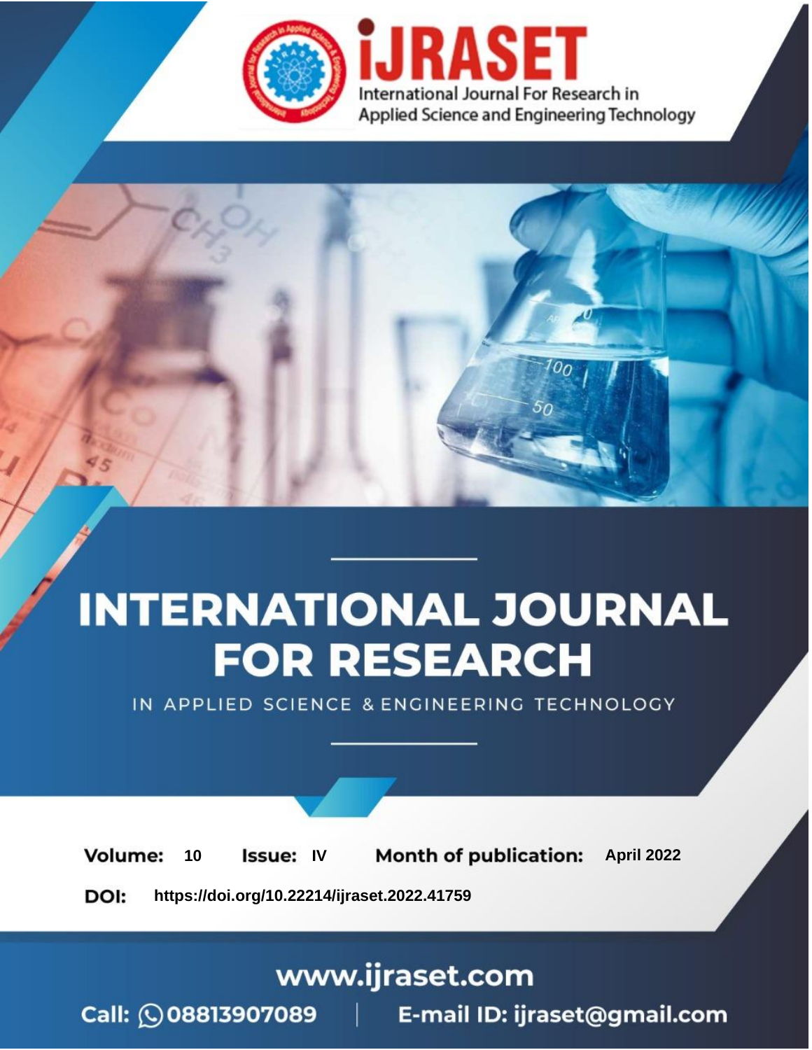iJRASET

International Journal For Research in Applied Science and Engineering Technology

# INTERNATIONAL JOURNAL FOR RESEARCH

IN APPLIED SCIENCE & ENGINEERING TECHNOLOGY

**Volume:** 10 **Issue:** IV **Month of publication:** April 2022

**DOI:** https://doi.org/10.22214/ijraset.2022.41759

www.ijraset.com

Call: 08813907089 | E-mail ID: ijraset@gmail.com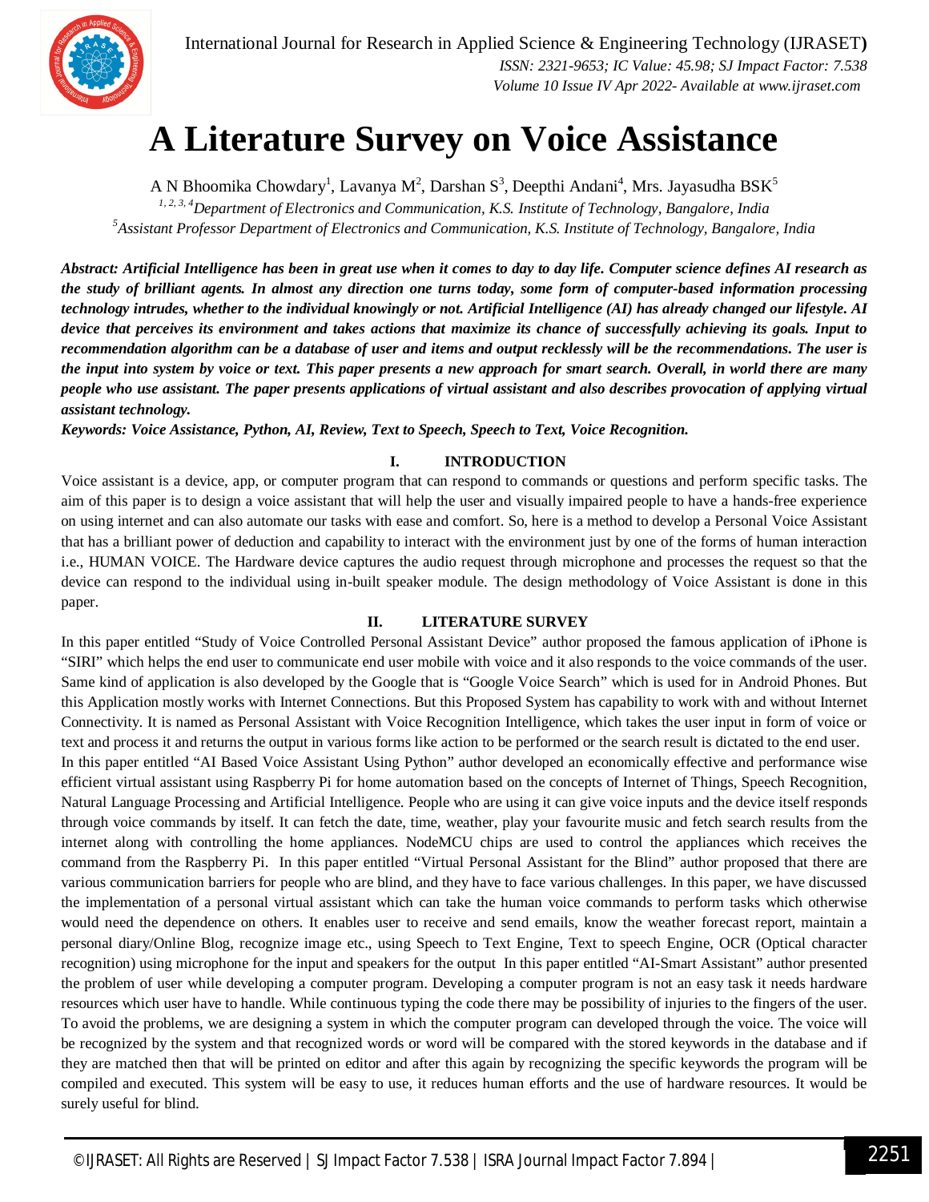# A Literature Survey on Voice Assistance

A N Bhoomika Chowdary[1], Lavanya M[2], Darshan S[3], Deepthi Andani[4], Mrs. Jayasudha BSK[5]

*[1, 2, 3, 4]Department of Electronics and Communication, K.S. Institute of Technology, Bangalore, India*
*[5]Assistant Professor Department of Electronics and Communication, K.S. Institute of Technology, Bangalore, India*

***Abstract:** Artificial Intelligence has been in great use when it comes to day to day life. Computer science defines AI research as the study of brilliant agents. In almost any direction one turns today, some form of computer-based information processing technology intrudes, whether to the individual knowingly or not. Artificial Intelligence (AI) has already changed our lifestyle. AI device that perceives its environment and takes actions that maximize its chance of successfully achieving its goals. Input to recommendation algorithm can be a database of user and items and output recklessly will be the recommendations. The user is the input into system by voice or text. This paper presents a new approach for smart search. Overall, in world there are many people who use assistant. The paper presents applications of virtual assistant and also describes provocation of applying virtual assistant technology.*

***Keywords:** Voice Assistance, Python, AI, Review, Text to Speech, Speech to Text, Voice Recognition.*

## I. INTRODUCTION

Voice assistant is a device, app, or computer program that can respond to commands or questions and perform specific tasks. The aim of this paper is to design a voice assistant that will help the user and visually impaired people to have a hands-free experience on using internet and can also automate our tasks with ease and comfort. So, here is a method to develop a Personal Voice Assistant that has a brilliant power of deduction and capability to interact with the environment just by one of the forms of human interaction i.e., HUMAN VOICE. The Hardware device captures the audio request through microphone and processes the request so that the device can respond to the individual using in-built speaker module. The design methodology of Voice Assistant is done in this paper.

## II. LITERATURE SURVEY

In this paper entitled "Study of Voice Controlled Personal Assistant Device" author proposed the famous application of iPhone is "SIRI" which helps the end user to communicate end user mobile with voice and it also responds to the voice commands of the user. Same kind of application is also developed by the Google that is "Google Voice Search" which is used for in Android Phones. But this Application mostly works with Internet Connections. But this Proposed System has capability to work with and without Internet Connectivity. It is named as Personal Assistant with Voice Recognition Intelligence, which takes the user input in form of voice or text and process it and returns the output in various forms like action to be performed or the search result is dictated to the end user.

In this paper entitled "AI Based Voice Assistant Using Python" author developed an economically effective and performance wise efficient virtual assistant using Raspberry Pi for home automation based on the concepts of Internet of Things, Speech Recognition, Natural Language Processing and Artificial Intelligence. People who are using it can give voice inputs and the device itself responds through voice commands by itself. It can fetch the date, time, weather, play your favourite music and fetch search results from the internet along with controlling the home appliances. NodeMCU chips are used to control the appliances which receives the command from the Raspberry Pi. In this paper entitled "Virtual Personal Assistant for the Blind" author proposed that there are various communication barriers for people who are blind, and they have to face various challenges. In this paper, we have discussed the implementation of a personal virtual assistant which can take the human voice commands to perform tasks which otherwise would need the dependence on others. It enables user to receive and send emails, know the weather forecast report, maintain a personal diary/Online Blog, recognize image etc., using Speech to Text Engine, Text to speech Engine, OCR (Optical character recognition) using microphone for the input and speakers for the output In this paper entitled "AI-Smart Assistant" author presented the problem of user while developing a computer program. Developing a computer program is not an easy task it needs hardware resources which user have to handle. While continuous typing the code there may be possibility of injuries to the fingers of the user. To avoid the problems, we are designing a system in which the computer program can developed through the voice. The voice will be recognized by the system and that recognized words or word will be compared with the stored keywords in the database and if they are matched then that will be printed on editor and after this again by recognizing the specific keywords the program will be compiled and executed. This system will be easy to use, it reduces human efforts and the use of hardware resources. It would be surely useful for blind.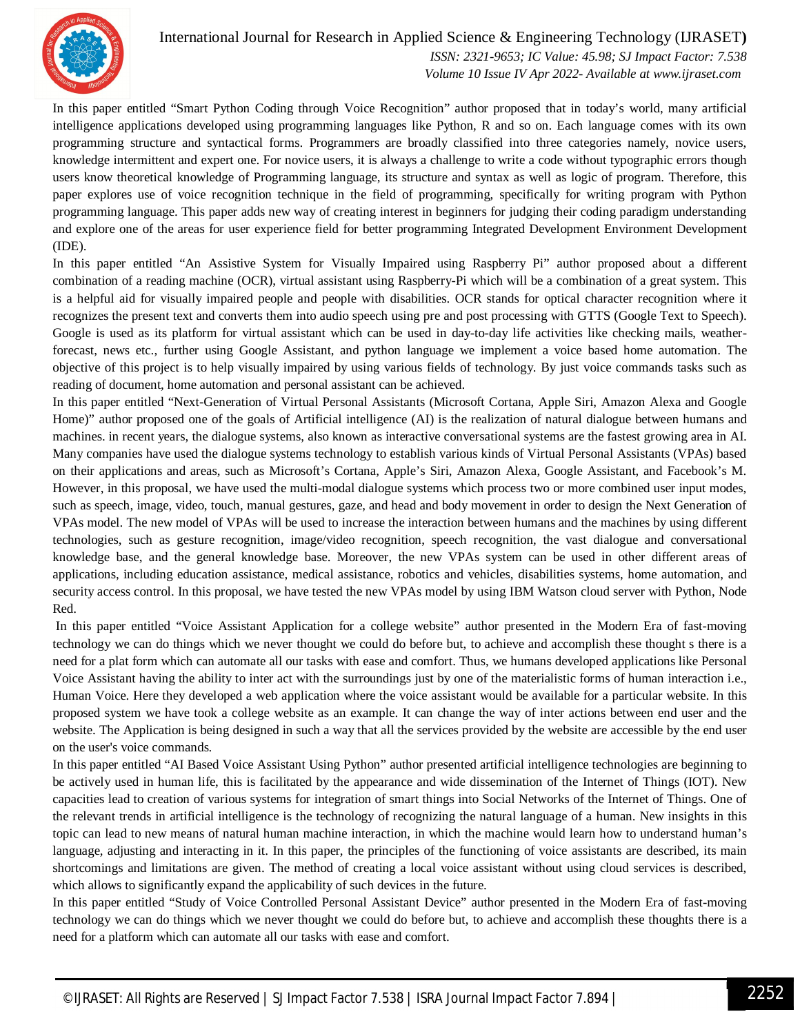In this paper entitled "Smart Python Coding through Voice Recognition" author proposed that in today's world, many artificial intelligence applications developed using programming languages like Python, R and so on. Each language comes with its own programming structure and syntactical forms. Programmers are broadly classified into three categories namely, novice users, knowledge intermittent and expert one. For novice users, it is always a challenge to write a code without typographic errors though users know theoretical knowledge of Programming language, its structure and syntax as well as logic of program. Therefore, this paper explores use of voice recognition technique in the field of programming, specifically for writing program with Python programming language. This paper adds new way of creating interest in beginners for judging their coding paradigm understanding and explore one of the areas for user experience field for better programming Integrated Development Environment Development (IDE).

In this paper entitled "An Assistive System for Visually Impaired using Raspberry Pi" author proposed about a different combination of a reading machine (OCR), virtual assistant using Raspberry-Pi which will be a combination of a great system. This is a helpful aid for visually impaired people and people with disabilities. OCR stands for optical character recognition where it recognizes the present text and converts them into audio speech using pre and post processing with GTTS (Google Text to Speech). Google is used as its platform for virtual assistant which can be used in day-to-day life activities like checking mails, weather-forecast, news etc., further using Google Assistant, and python language we implement a voice based home automation. The objective of this project is to help visually impaired by using various fields of technology. By just voice commands tasks such as reading of document, home automation and personal assistant can be achieved.

In this paper entitled "Next-Generation of Virtual Personal Assistants (Microsoft Cortana, Apple Siri, Amazon Alexa and Google Home)" author proposed one of the goals of Artificial intelligence (AI) is the realization of natural dialogue between humans and machines. in recent years, the dialogue systems, also known as interactive conversational systems are the fastest growing area in AI. Many companies have used the dialogue systems technology to establish various kinds of Virtual Personal Assistants (VPAs) based on their applications and areas, such as Microsoft's Cortana, Apple's Siri, Amazon Alexa, Google Assistant, and Facebook's M. However, in this proposal, we have used the multi-modal dialogue systems which process two or more combined user input modes, such as speech, image, video, touch, manual gestures, gaze, and head and body movement in order to design the Next Generation of VPAs model. The new model of VPAs will be used to increase the interaction between humans and the machines by using different technologies, such as gesture recognition, image/video recognition, speech recognition, the vast dialogue and conversational knowledge base, and the general knowledge base. Moreover, the new VPAs system can be used in other different areas of applications, including education assistance, medical assistance, robotics and vehicles, disabilities systems, home automation, and security access control. In this proposal, we have tested the new VPAs model by using IBM Watson cloud server with Python, Node Red.

In this paper entitled "Voice Assistant Application for a college website" author presented in the Modern Era of fast-moving technology we can do things which we never thought we could do before but, to achieve and accomplish these thought s there is a need for a plat form which can automate all our tasks with ease and comfort. Thus, we humans developed applications like Personal Voice Assistant having the ability to inter act with the surroundings just by one of the materialistic forms of human interaction i.e., Human Voice. Here they developed a web application where the voice assistant would be available for a particular website. In this proposed system we have took a college website as an example. It can change the way of inter actions between end user and the website. The Application is being designed in such a way that all the services provided by the website are accessible by the end user on the user's voice commands.

In this paper entitled "AI Based Voice Assistant Using Python" author presented artificial intelligence technologies are beginning to be actively used in human life, this is facilitated by the appearance and wide dissemination of the Internet of Things (IOT). New capacities lead to creation of various systems for integration of smart things into Social Networks of the Internet of Things. One of the relevant trends in artificial intelligence is the technology of recognizing the natural language of a human. New insights in this topic can lead to new means of natural human machine interaction, in which the machine would learn how to understand human's language, adjusting and interacting in it. In this paper, the principles of the functioning of voice assistants are described, its main shortcomings and limitations are given. The method of creating a local voice assistant without using cloud services is described, which allows to significantly expand the applicability of such devices in the future.

In this paper entitled "Study of Voice Controlled Personal Assistant Device" author presented in the Modern Era of fast-moving technology we can do things which we never thought we could do before but, to achieve and accomplish these thoughts there is a need for a platform which can automate all our tasks with ease and comfort.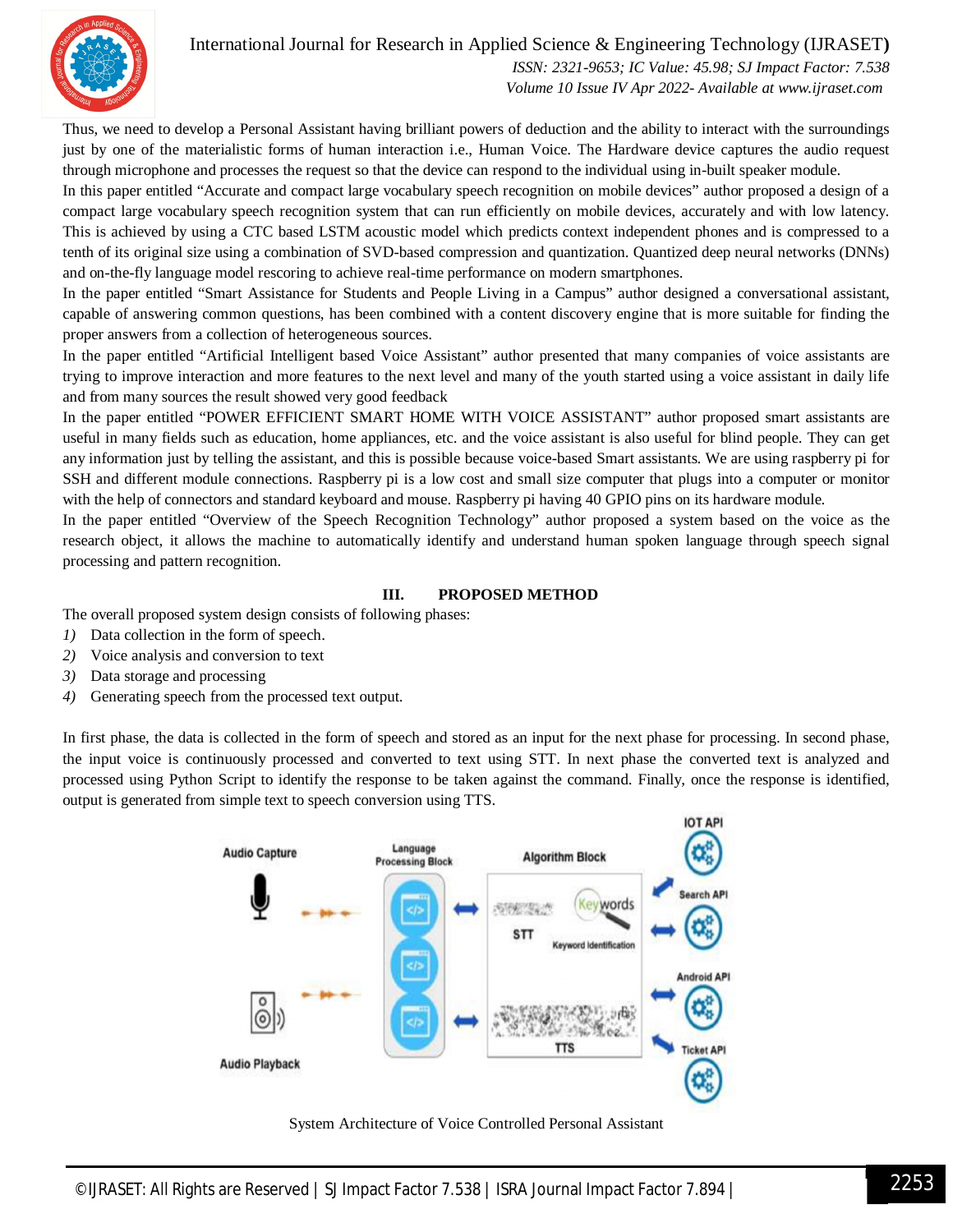Thus, we need to develop a Personal Assistant having brilliant powers of deduction and the ability to interact with the surroundings just by one of the materialistic forms of human interaction i.e., Human Voice. The Hardware device captures the audio request through microphone and processes the request so that the device can respond to the individual using in-built speaker module.

In this paper entitled "Accurate and compact large vocabulary speech recognition on mobile devices" author proposed a design of a compact large vocabulary speech recognition system that can run efficiently on mobile devices, accurately and with low latency. This is achieved by using a CTC based LSTM acoustic model which predicts context independent phones and is compressed to a tenth of its original size using a combination of SVD-based compression and quantization. Quantized deep neural networks (DNNs) and on-the-fly language model rescoring to achieve real-time performance on modern smartphones.

In the paper entitled "Smart Assistance for Students and People Living in a Campus" author designed a conversational assistant, capable of answering common questions, has been combined with a content discovery engine that is more suitable for finding the proper answers from a collection of heterogeneous sources.

In the paper entitled "Artificial Intelligent based Voice Assistant" author presented that many companies of voice assistants are trying to improve interaction and more features to the next level and many of the youth started using a voice assistant in daily life and from many sources the result showed very good feedback

In the paper entitled "POWER EFFICIENT SMART HOME WITH VOICE ASSISTANT" author proposed smart assistants are useful in many fields such as education, home appliances, etc. and the voice assistant is also useful for blind people. They can get any information just by telling the assistant, and this is possible because voice-based Smart assistants. We are using raspberry pi for SSH and different module connections. Raspberry pi is a low cost and small size computer that plugs into a computer or monitor with the help of connectors and standard keyboard and mouse. Raspberry pi having 40 GPIO pins on its hardware module.

In the paper entitled "Overview of the Speech Recognition Technology" author proposed a system based on the voice as the research object, it allows the machine to automatically identify and understand human spoken language through speech signal processing and pattern recognition.

## III. PROPOSED METHOD

The overall proposed system design consists of following phases:

1) Data collection in the form of speech.
2) Voice analysis and conversion to text
3) Data storage and processing
4) Generating speech from the processed text output.

In first phase, the data is collected in the form of speech and stored as an input for the next phase for processing. In second phase, the input voice is continuously processed and converted to text using STT. In next phase the converted text is analyzed and processed using Python Script to identify the response to be taken against the command. Finally, once the response is identified, output is generated from simple text to speech conversion using TTS.

System Architecture of Voice Controlled Personal Assistant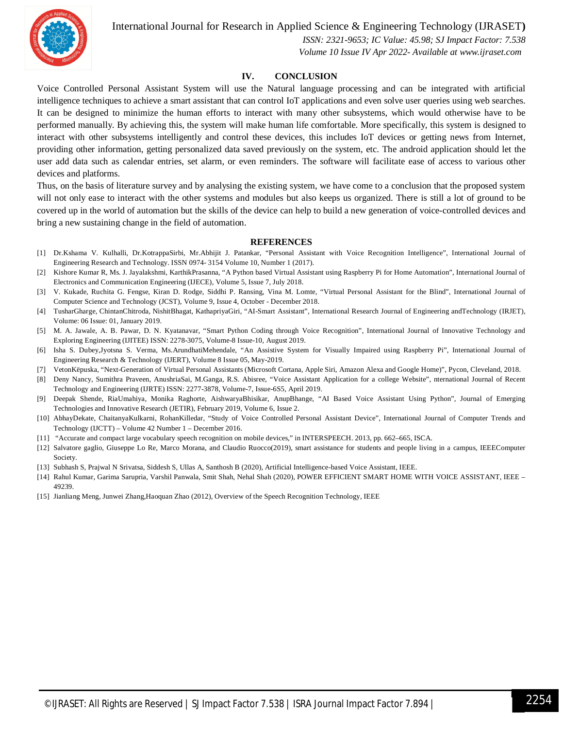## IV. CONCLUSION

Voice Controlled Personal Assistant System will use the Natural language processing and can be integrated with artificial intelligence techniques to achieve a smart assistant that can control IoT applications and even solve user queries using web searches. It can be designed to minimize the human efforts to interact with many other subsystems, which would otherwise have to be performed manually. By achieving this, the system will make human life comfortable. More specifically, this system is designed to interact with other subsystems intelligently and control these devices, this includes IoT devices or getting news from Internet, providing other information, getting personalized data saved previously on the system, etc. The android application should let the user add data such as calendar entries, set alarm, or even reminders. The software will facilitate ease of access to various other devices and platforms.

Thus, on the basis of literature survey and by analysing the existing system, we have come to a conclusion that the proposed system will not only ease to interact with the other systems and modules but also keeps us organized. There is still a lot of ground to be covered up in the world of automation but the skills of the device can help to build a new generation of voice-controlled devices and bring a new sustaining change in the field of automation.

## REFERENCES

[1] Dr.Kshama V. Kulhalli, Dr.KotrappaSirbi, Mr.Abhijit J. Patankar, "Personal Assistant with Voice Recognition Intelligence", International Journal of Engineering Research and Technology. ISSN 0974- 3154 Volume 10, Number 1 (2017).

[2] Kishore Kumar R, Ms. J. Jayalakshmi, KarthikPrasanna, "A Python based Virtual Assistant using Raspberry Pi for Home Automation", International Journal of Electronics and Communication Engineering (IJECE), Volume 5, Issue 7, July 2018.

[3] V. Kukade, Ruchita G. Fengse, Kiran D. Rodge, Siddhi P. Ransing, Vina M. Lomte, "Virtual Personal Assistant for the Blind", International Journal of Computer Science and Technology (JCST), Volume 9, Issue 4, October - December 2018.

[4] TusharGharge, ChintanChitroda, NishitBhagat, KathapriyaGiri, "AI-Smart Assistant", International Research Journal of Engineering andTechnology (IRJET), Volume: 06 Issue: 01, January 2019.

[5] M. A. Jawale, A. B. Pawar, D. N. Kyatanavar, "Smart Python Coding through Voice Recognition", International Journal of Innovative Technology and Exploring Engineering (IJITEE) ISSN: 2278-3075, Volume-8 Issue-10, August 2019.

[6] Isha S. Dubey,Jyotsna S. Verma, Ms.ArundhatiMehendale, "An Assistive System for Visually Impaired using Raspberry Pi", International Journal of Engineering Research & Technology (IJERT), Volume 8 Issue 05, May-2019.

[7] VetonKëpuska, "Next-Generation of Virtual Personal Assistants (Microsoft Cortana, Apple Siri, Amazon Alexa and Google Home)", Pycon, Cleveland, 2018.

[8] Deny Nancy, Sumithra Praveen, AnushriaSai, M.Ganga, R.S. Abisree, "Voice Assistant Application for a college Website", nternational Journal of Recent Technology and Engineering (IJRTE) ISSN: 2277-3878, Volume-7, Issue-6S5, April 2019.

[9] Deepak Shende, RiaUmahiya, Monika Raghorte, AishwaryaBhisikar, AnupBhange, "AI Based Voice Assistant Using Python", Journal of Emerging Technologies and Innovative Research (JETIR), February 2019, Volume 6, Issue 2.

[10] AbhayDekate, ChaitanyaKulkarni, RohanKilledar, "Study of Voice Controlled Personal Assistant Device", International Journal of Computer Trends and Technology (IJCTT) – Volume 42 Number 1 – December 2016.

[11] "Accurate and compact large vocabulary speech recognition on mobile devices," in INTERSPEECH. 2013, pp. 662–665, ISCA.

[12] Salvatore gaglio, Giuseppe Lo Re, Marco Morana, and Claudio Ruocco(2019), smart assistance for students and people living in a campus, IEEEComputer Society.

[13] Subhash S, Prajwal N Srivatsa, Siddesh S, Ullas A, Santhosh B (2020), Artificial Intelligence-based Voice Assistant, IEEE.

[14] Rahul Kumar, Garima Sarupria, Varshil Panwala, Smit Shah, Nehal Shah (2020), POWER EFFICIENT SMART HOME WITH VOICE ASSISTANT, IEEE – 49239.

[15] Jianliang Meng, Junwei Zhang,Haoquan Zhao (2012), Overview of the Speech Recognition Technology, IEEE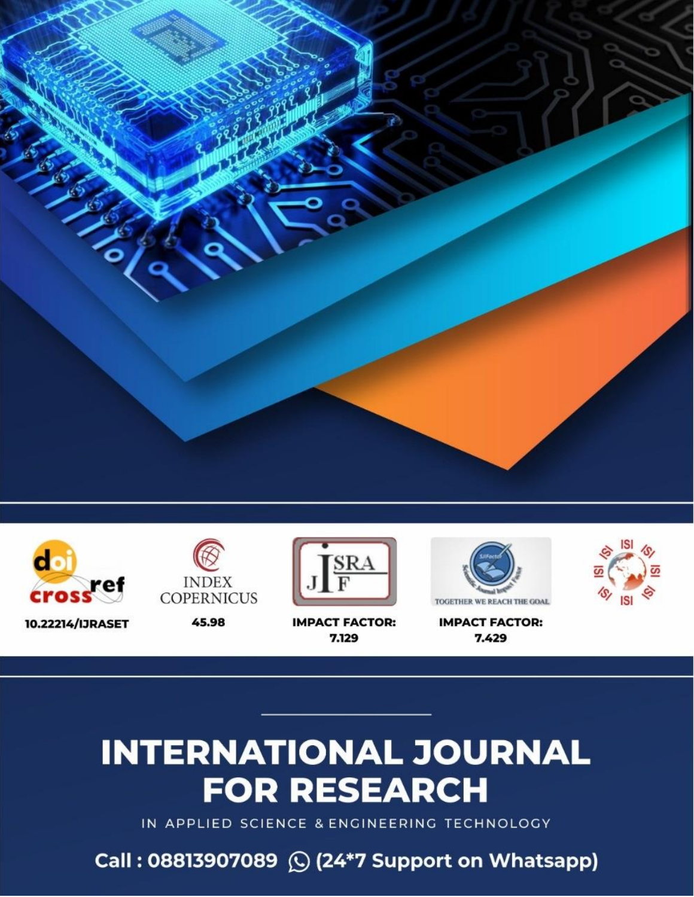10.22214/IJRASET

INDEX COPERNICUS

45.98

IMPACT FACTOR: 7.129

IMPACT FACTOR: 7.429

TOGETHER WE REACH THE GOAL

# INTERNATIONAL JOURNAL FOR RESEARCH

IN APPLIED SCIENCE & ENGINEERING TECHNOLOGY

Call : 08813907089 (24*7 Support on Whatsapp)